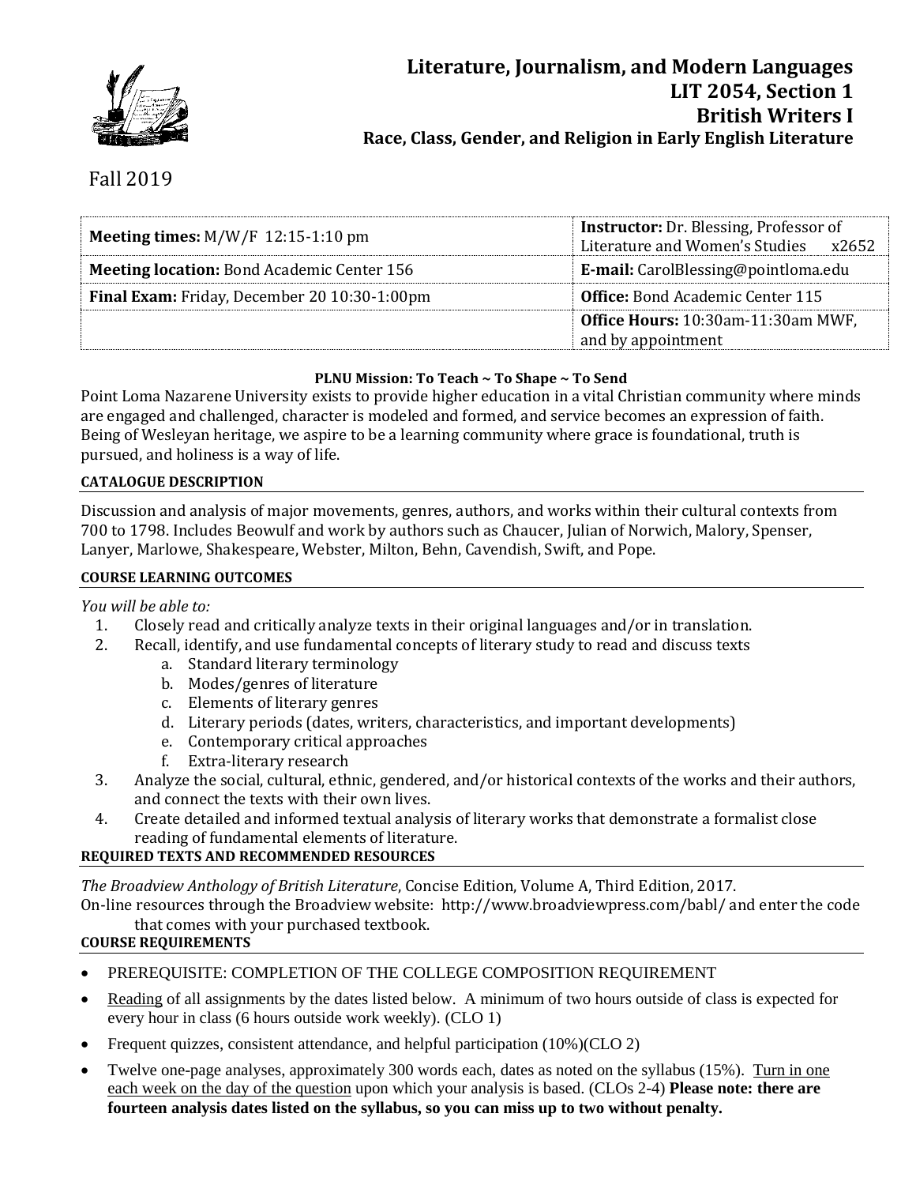# Literature, Journalism, and Modern Languages
## LIT 2054, Section 1
## British Writers I
### Race, Class, Gender, and Religion in Early English Literature

Fall 2019

| | |
|---|---|
| **Meeting times:** M/W/F 12:15-1:10 pm | **Instructor:** Dr. Blessing, Professor of Literature and Women's Studies x2652 |
| **Meeting location:** Bond Academic Center 156 | **E-mail:** CarolBlessing@pointloma.edu |
| **Final Exam:** Friday, December 20 10:30-1:00pm | **Office:** Bond Academic Center 115 |
| | **Office Hours:** 10:30am-11:30am MWF, and by appointment |

**PLNU Mission: To Teach ~ To Shape ~ To Send**

Point Loma Nazarene University exists to provide higher education in a vital Christian community where minds are engaged and challenged, character is modeled and formed, and service becomes an expression of faith. Being of Wesleyan heritage, we aspire to be a learning community where grace is foundational, truth is pursued, and holiness is a way of life.

**CATALOGUE DESCRIPTION**

Discussion and analysis of major movements, genres, authors, and works within their cultural contexts from 700 to 1798. Includes Beowulf and work by authors such as Chaucer, Julian of Norwich, Malory, Spenser, Lanyer, Marlowe, Shakespeare, Webster, Milton, Behn, Cavendish, Swift, and Pope.

**COURSE LEARNING OUTCOMES**

*You will be able to:*

1. Closely read and critically analyze texts in their original languages and/or in translation.
2. Recall, identify, and use fundamental concepts of literary study to read and discuss texts
   a. Standard literary terminology
   b. Modes/genres of literature
   c. Elements of literary genres
   d. Literary periods (dates, writers, characteristics, and important developments)
   e. Contemporary critical approaches
   f. Extra-literary research
3. Analyze the social, cultural, ethnic, gendered, and/or historical contexts of the works and their authors, and connect the texts with their own lives.
4. Create detailed and informed textual analysis of literary works that demonstrate a formalist close reading of fundamental elements of literature.

**REQUIRED TEXTS AND RECOMMENDED RESOURCES**

*The Broadview Anthology of British Literature*, Concise Edition, Volume A, Third Edition, 2017.

On-line resources through the Broadview website: http://www.broadviewpress.com/babl/ and enter the code that comes with your purchased textbook.

**COURSE REQUIREMENTS**

- PREREQUISITE: COMPLETION OF THE COLLEGE COMPOSITION REQUIREMENT
- Reading of all assignments by the dates listed below. A minimum of two hours outside of class is expected for every hour in class (6 hours outside work weekly). (CLO 1)
- Frequent quizzes, consistent attendance, and helpful participation (10%)(CLO 2)
- Twelve one-page analyses, approximately 300 words each, dates as noted on the syllabus (15%). Turn in one each week on the day of the question upon which your analysis is based. (CLOs 2-4) **Please note: there are fourteen analysis dates listed on the syllabus, so you can miss up to two without penalty.**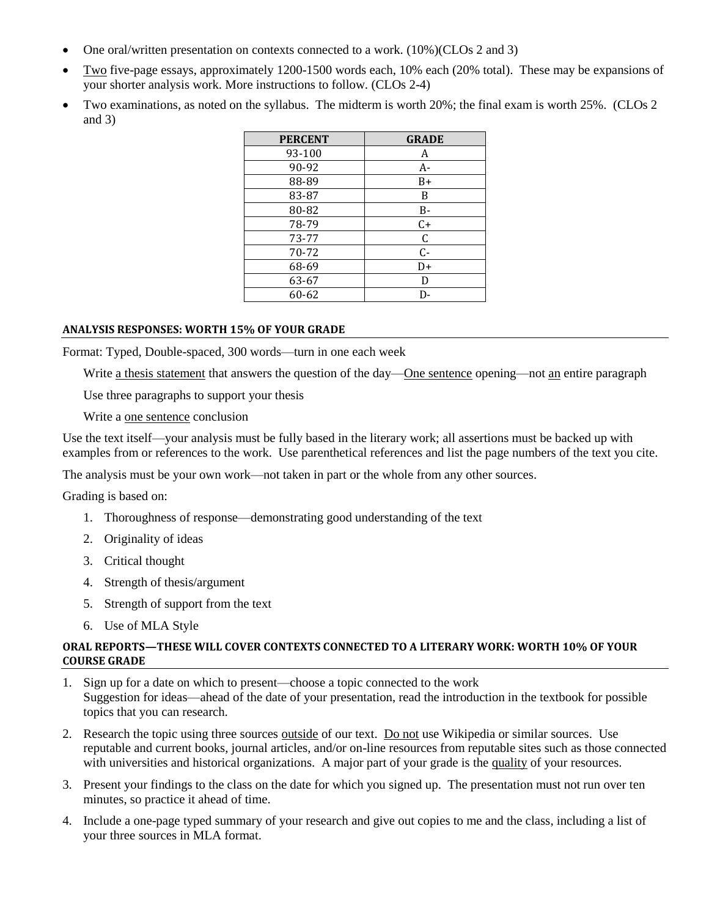- One oral/written presentation on contexts connected to a work. (10%)(CLOs 2 and 3)
- Two five-page essays, approximately 1200-1500 words each, 10% each (20% total). These may be expansions of your shorter analysis work. More instructions to follow. (CLOs 2-4)
- Two examinations, as noted on the syllabus. The midterm is worth 20%; the final exam is worth 25%. (CLOs 2 and 3)

| PERCENT | GRADE |
|---|---|
| 93-100 | A |
| 90-92 | A- |
| 88-89 | B+ |
| 83-87 | B |
| 80-82 | B- |
| 78-79 | C+ |
| 73-77 | C |
| 70-72 | C- |
| 68-69 | D+ |
| 63-67 | D |
| 60-62 | D- |

#### ANALYSIS RESPONSES: WORTH 15% OF YOUR GRADE

Format: Typed, Double-spaced, 300 words—turn in one each week

Write a thesis statement that answers the question of the day—One sentence opening—not an entire paragraph

Use three paragraphs to support your thesis

Write a one sentence conclusion

Use the text itself—your analysis must be fully based in the literary work; all assertions must be backed up with examples from or references to the work. Use parenthetical references and list the page numbers of the text you cite.

The analysis must be your own work—not taken in part or the whole from any other sources.

Grading is based on:

1. Thoroughness of response—demonstrating good understanding of the text
2. Originality of ideas
3. Critical thought
4. Strength of thesis/argument
5. Strength of support from the text
6. Use of MLA Style

#### ORAL REPORTS—THESE WILL COVER CONTEXTS CONNECTED TO A LITERARY WORK: WORTH 10% OF YOUR COURSE GRADE

1. Sign up for a date on which to present—choose a topic connected to the work
   Suggestion for ideas—ahead of the date of your presentation, read the introduction in the textbook for possible topics that you can research.
2. Research the topic using three sources outside of our text. Do not use Wikipedia or similar sources. Use reputable and current books, journal articles, and/or on-line resources from reputable sites such as those connected with universities and historical organizations. A major part of your grade is the quality of your resources.
3. Present your findings to the class on the date for which you signed up. The presentation must not run over ten minutes, so practice it ahead of time.
4. Include a one-page typed summary of your research and give out copies to me and the class, including a list of your three sources in MLA format.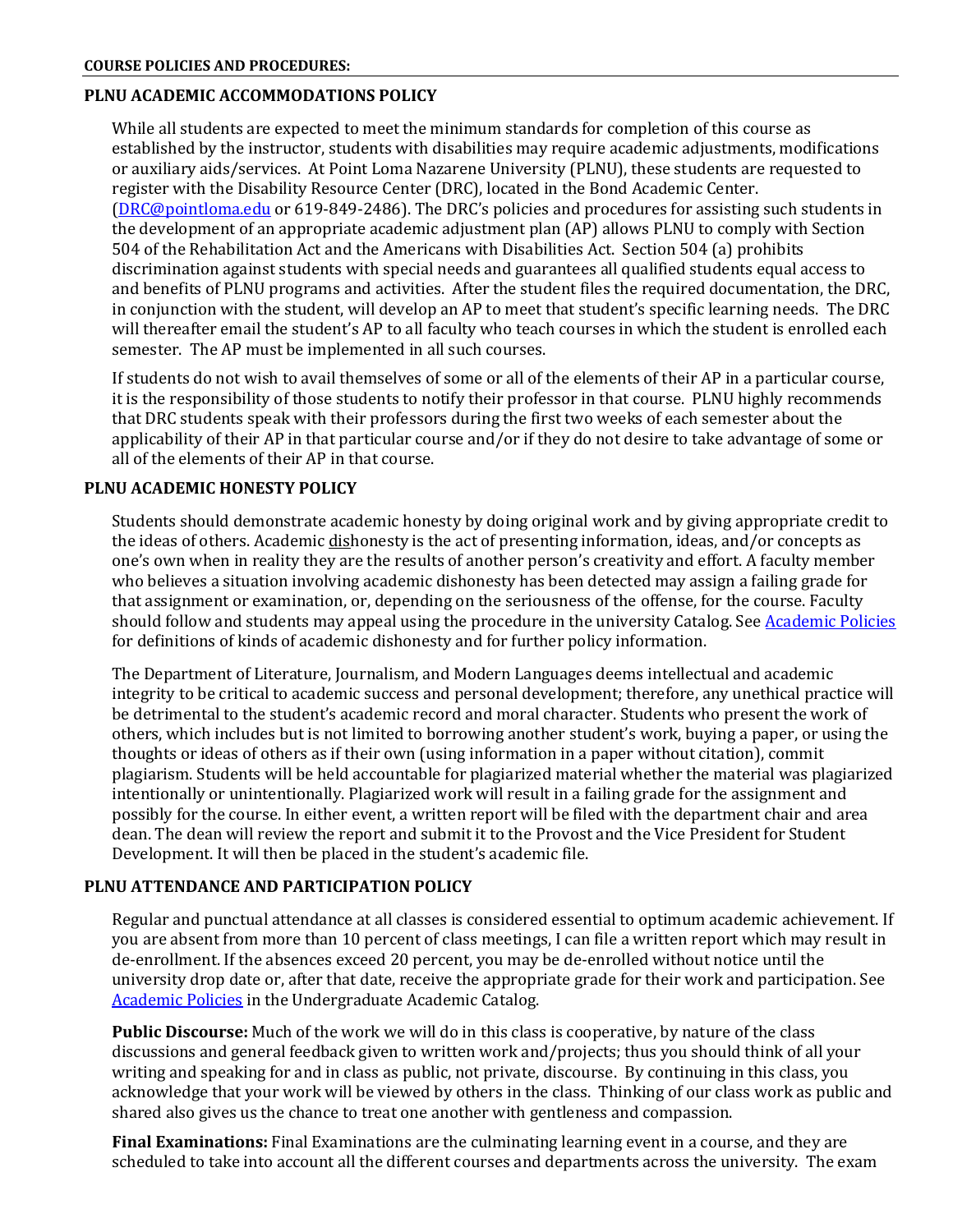**COURSE POLICIES AND PROCEDURES:**

### PLNU ACADEMIC ACCOMMODATIONS POLICY

While all students are expected to meet the minimum standards for completion of this course as established by the instructor, students with disabilities may require academic adjustments, modifications or auxiliary aids/services. At Point Loma Nazarene University (PLNU), these students are requested to register with the Disability Resource Center (DRC), located in the Bond Academic Center. ([DRC@pointloma.edu](mailto:DRC@pointloma.edu) or 619-849-2486). The DRC's policies and procedures for assisting such students in the development of an appropriate academic adjustment plan (AP) allows PLNU to comply with Section 504 of the Rehabilitation Act and the Americans with Disabilities Act. Section 504 (a) prohibits discrimination against students with special needs and guarantees all qualified students equal access to and benefits of PLNU programs and activities. After the student files the required documentation, the DRC, in conjunction with the student, will develop an AP to meet that student's specific learning needs. The DRC will thereafter email the student's AP to all faculty who teach courses in which the student is enrolled each semester. The AP must be implemented in all such courses.

If students do not wish to avail themselves of some or all of the elements of their AP in a particular course, it is the responsibility of those students to notify their professor in that course. PLNU highly recommends that DRC students speak with their professors during the first two weeks of each semester about the applicability of their AP in that particular course and/or if they do not desire to take advantage of some or all of the elements of their AP in that course.

### PLNU ACADEMIC HONESTY POLICY

Students should demonstrate academic honesty by doing original work and by giving appropriate credit to the ideas of others. Academic dishonesty is the act of presenting information, ideas, and/or concepts as one's own when in reality they are the results of another person's creativity and effort. A faculty member who believes a situation involving academic dishonesty has been detected may assign a failing grade for that assignment or examination, or, depending on the seriousness of the offense, for the course. Faculty should follow and students may appeal using the procedure in the university Catalog. See [Academic Policies](#) for definitions of kinds of academic dishonesty and for further policy information.

The Department of Literature, Journalism, and Modern Languages deems intellectual and academic integrity to be critical to academic success and personal development; therefore, any unethical practice will be detrimental to the student's academic record and moral character. Students who present the work of others, which includes but is not limited to borrowing another student's work, buying a paper, or using the thoughts or ideas of others as if their own (using information in a paper without citation), commit plagiarism. Students will be held accountable for plagiarized material whether the material was plagiarized intentionally or unintentionally. Plagiarized work will result in a failing grade for the assignment and possibly for the course. In either event, a written report will be filed with the department chair and area dean. The dean will review the report and submit it to the Provost and the Vice President for Student Development. It will then be placed in the student's academic file.

### PLNU ATTENDANCE AND PARTICIPATION POLICY

Regular and punctual attendance at all classes is considered essential to optimum academic achievement. If you are absent from more than 10 percent of class meetings, I can file a written report which may result in de-enrollment. If the absences exceed 20 percent, you may be de-enrolled without notice until the university drop date or, after that date, receive the appropriate grade for their work and participation. See [Academic Policies](#) in the Undergraduate Academic Catalog.

**Public Discourse:** Much of the work we will do in this class is cooperative, by nature of the class discussions and general feedback given to written work and/projects; thus you should think of all your writing and speaking for and in class as public, not private, discourse. By continuing in this class, you acknowledge that your work will be viewed by others in the class. Thinking of our class work as public and shared also gives us the chance to treat one another with gentleness and compassion.

**Final Examinations:** Final Examinations are the culminating learning event in a course, and they are scheduled to take into account all the different courses and departments across the university. The exam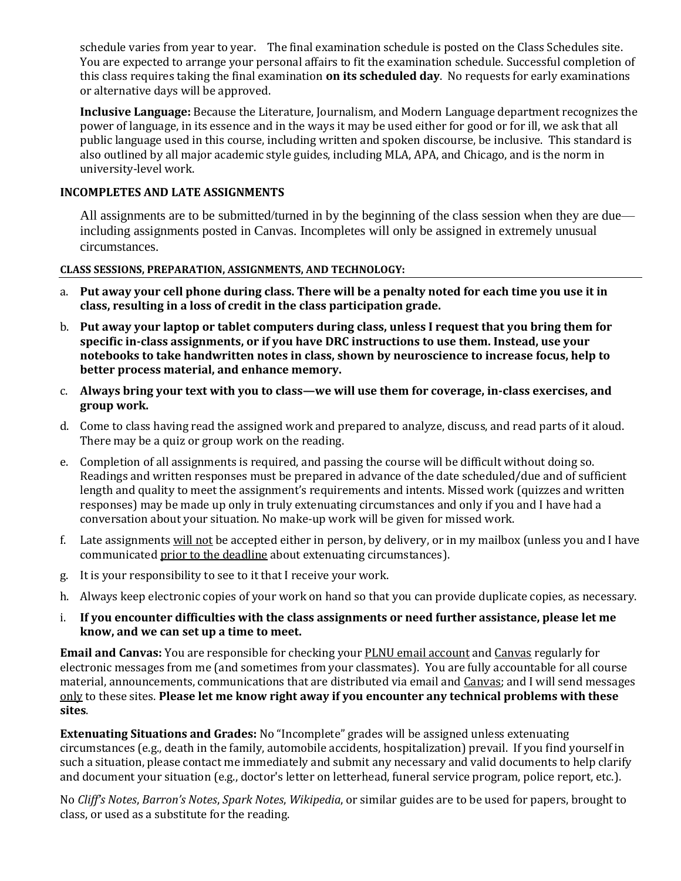schedule varies from year to year. The final examination schedule is posted on the Class Schedules site. You are expected to arrange your personal affairs to fit the examination schedule. Successful completion of this class requires taking the final examination **on its scheduled day**. No requests for early examinations or alternative days will be approved.

**Inclusive Language:** Because the Literature, Journalism, and Modern Language department recognizes the power of language, in its essence and in the ways it may be used either for good or for ill, we ask that all public language used in this course, including written and spoken discourse, be inclusive. This standard is also outlined by all major academic style guides, including MLA, APA, and Chicago, and is the norm in university-level work.

**INCOMPLETES AND LATE ASSIGNMENTS**

All assignments are to be submitted/turned in by the beginning of the class session when they are due—including assignments posted in Canvas. Incompletes will only be assigned in extremely unusual circumstances.

**CLASS SESSIONS, PREPARATION, ASSIGNMENTS, AND TECHNOLOGY:**

a. **Put away your cell phone during class. There will be a penalty noted for each time you use it in class, resulting in a loss of credit in the class participation grade.**
b. **Put away your laptop or tablet computers during class, unless I request that you bring them for specific in-class assignments, or if you have DRC instructions to use them. Instead, use your notebooks to take handwritten notes in class, shown by neuroscience to increase focus, help to better process material, and enhance memory.**
c. **Always bring your text with you to class—we will use them for coverage, in-class exercises, and group work.**
d. Come to class having read the assigned work and prepared to analyze, discuss, and read parts of it aloud. There may be a quiz or group work on the reading.
e. Completion of all assignments is required, and passing the course will be difficult without doing so. Readings and written responses must be prepared in advance of the date scheduled/due and of sufficient length and quality to meet the assignment's requirements and intents. Missed work (quizzes and written responses) may be made up only in truly extenuating circumstances and only if you and I have had a conversation about your situation. No make-up work will be given for missed work.
f. Late assignments <u>will not</u> be accepted either in person, by delivery, or in my mailbox (unless you and I have communicated <u>prior to the deadline</u> about extenuating circumstances).
g. It is your responsibility to see to it that I receive your work.
h. Always keep electronic copies of your work on hand so that you can provide duplicate copies, as necessary.
i. **If you encounter difficulties with the class assignments or need further assistance, please let me know, and we can set up a time to meet.**

**Email and Canvas:** You are responsible for checking your <u>PLNU email account</u> and <u>Canvas</u> regularly for electronic messages from me (and sometimes from your classmates). You are fully accountable for all course material, announcements, communications that are distributed via email and <u>Canvas</u>; and I will send messages <u>only</u> to these sites. **Please let me know right away if you encounter any technical problems with these sites**.

**Extenuating Situations and Grades:** No "Incomplete" grades will be assigned unless extenuating circumstances (e.g., death in the family, automobile accidents, hospitalization) prevail. If you find yourself in such a situation, please contact me immediately and submit any necessary and valid documents to help clarify and document your situation (e.g., doctor's letter on letterhead, funeral service program, police report, etc.).

No *Cliff's Notes*, *Barron's Notes*, *Spark Notes*, *Wikipedia*, or similar guides are to be used for papers, brought to class, or used as a substitute for the reading.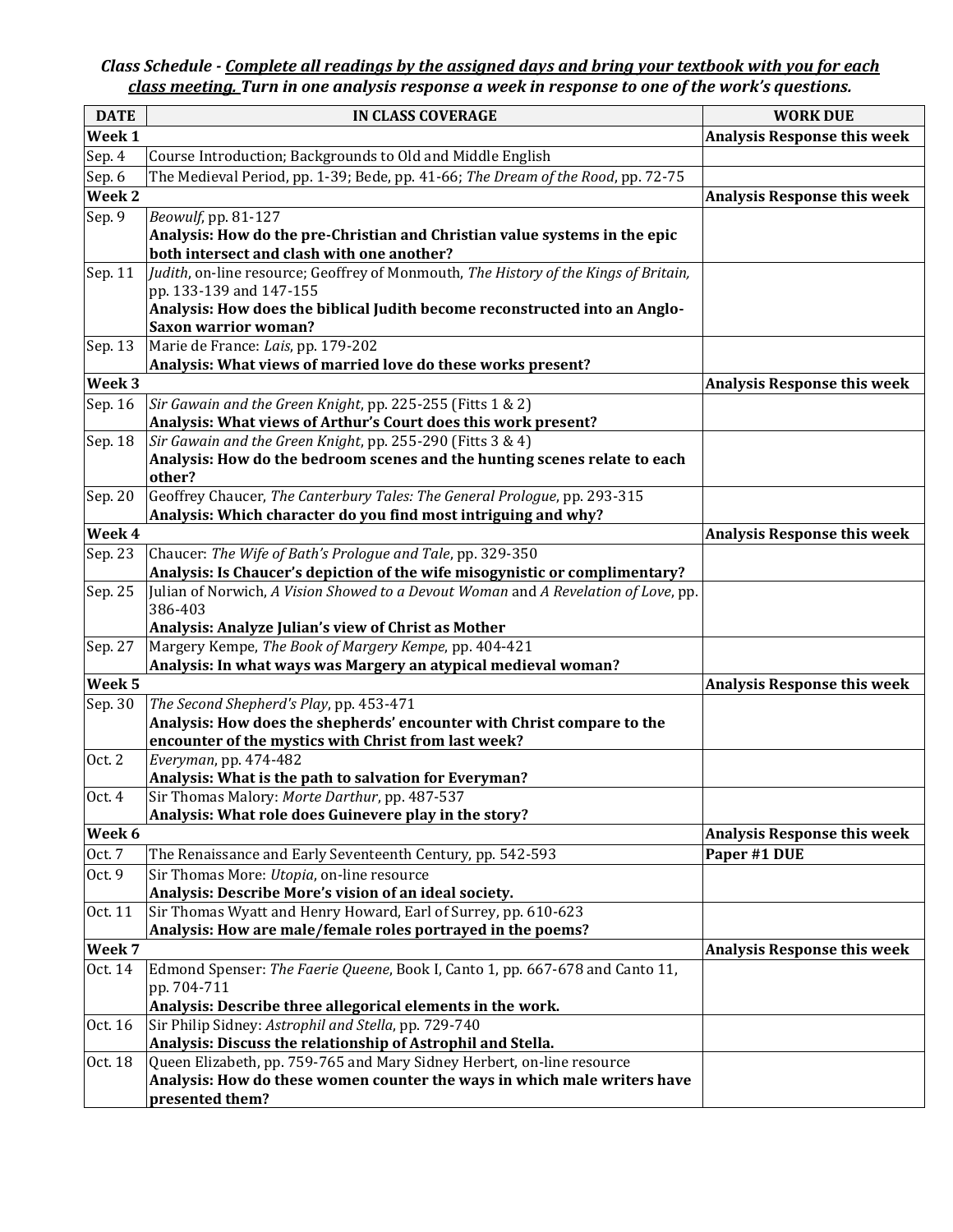***Class Schedule - <u>Complete all readings by the assigned days and bring your textbook with you for each class meeting.</u> Turn in one analysis response a week in response to one of the work's questions.***

| DATE | IN CLASS COVERAGE | WORK DUE |
|---|---|---|
| **Week 1** | | **Analysis Response this week** |
| Sep. 4 | Course Introduction; Backgrounds to Old and Middle English | |
| Sep. 6 | The Medieval Period, pp. 1-39; Bede, pp. 41-66; *The Dream of the Rood*, pp. 72-75 | |
| **Week 2** | | **Analysis Response this week** |
| Sep. 9 | *Beowulf*, pp. 81-127<br>**Analysis: How do the pre-Christian and Christian value systems in the epic both intersect and clash with one another?** | |
| Sep. 11 | *Judith*, on-line resource; Geoffrey of Monmouth, *The History of the Kings of Britain*, pp. 133-139 and 147-155<br>**Analysis: How does the biblical Judith become reconstructed into an Anglo-Saxon warrior woman?** | |
| Sep. 13 | Marie de France: *Lais*, pp. 179-202<br>**Analysis: What views of married love do these works present?** | |
| **Week 3** | | **Analysis Response this week** |
| Sep. 16 | *Sir Gawain and the Green Knight*, pp. 225-255 (Fitts 1 & 2)<br>**Analysis: What views of Arthur's Court does this work present?** | |
| Sep. 18 | *Sir Gawain and the Green Knight*, pp. 255-290 (Fitts 3 & 4)<br>**Analysis: How do the bedroom scenes and the hunting scenes relate to each other?** | |
| Sep. 20 | Geoffrey Chaucer, *The Canterbury Tales: The General Prologue*, pp. 293-315<br>**Analysis: Which character do you find most intriguing and why?** | |
| **Week 4** | | **Analysis Response this week** |
| Sep. 23 | Chaucer: *The Wife of Bath's Prologue and Tale*, pp. 329-350<br>**Analysis: Is Chaucer's depiction of the wife misogynistic or complimentary?** | |
| Sep. 25 | Julian of Norwich, *A Vision Showed to a Devout Woman* and *A Revelation of Love*, pp. 386-403<br>**Analysis: Analyze Julian's view of Christ as Mother** | |
| Sep. 27 | Margery Kempe, *The Book of Margery Kempe*, pp. 404-421<br>**Analysis: In what ways was Margery an atypical medieval woman?** | |
| **Week 5** | | **Analysis Response this week** |
| Sep. 30 | *The Second Shepherd's Play*, pp. 453-471<br>**Analysis: How does the shepherds' encounter with Christ compare to the encounter of the mystics with Christ from last week?** | |
| Oct. 2 | *Everyman*, pp. 474-482<br>**Analysis: What is the path to salvation for Everyman?** | |
| Oct. 4 | Sir Thomas Malory: *Morte Darthur*, pp. 487-537<br>**Analysis: What role does Guinevere play in the story?** | |
| **Week 6** | | **Analysis Response this week** |
| Oct. 7 | The Renaissance and Early Seventeenth Century, pp. 542-593 | **Paper #1 DUE** |
| Oct. 9 | Sir Thomas More: *Utopia*, on-line resource<br>**Analysis: Describe More's vision of an ideal society.** | |
| Oct. 11 | Sir Thomas Wyatt and Henry Howard, Earl of Surrey, pp. 610-623<br>**Analysis: How are male/female roles portrayed in the poems?** | |
| **Week 7** | | **Analysis Response this week** |
| Oct. 14 | Edmond Spenser: *The Faerie Queene*, Book I, Canto 1, pp. 667-678 and Canto 11, pp. 704-711<br>**Analysis: Describe three allegorical elements in the work.** | |
| Oct. 16 | Sir Philip Sidney: *Astrophil and Stella*, pp. 729-740<br>**Analysis: Discuss the relationship of Astrophil and Stella.** | |
| Oct. 18 | Queen Elizabeth, pp. 759-765 and Mary Sidney Herbert, on-line resource<br>**Analysis: How do these women counter the ways in which male writers have presented them?** | |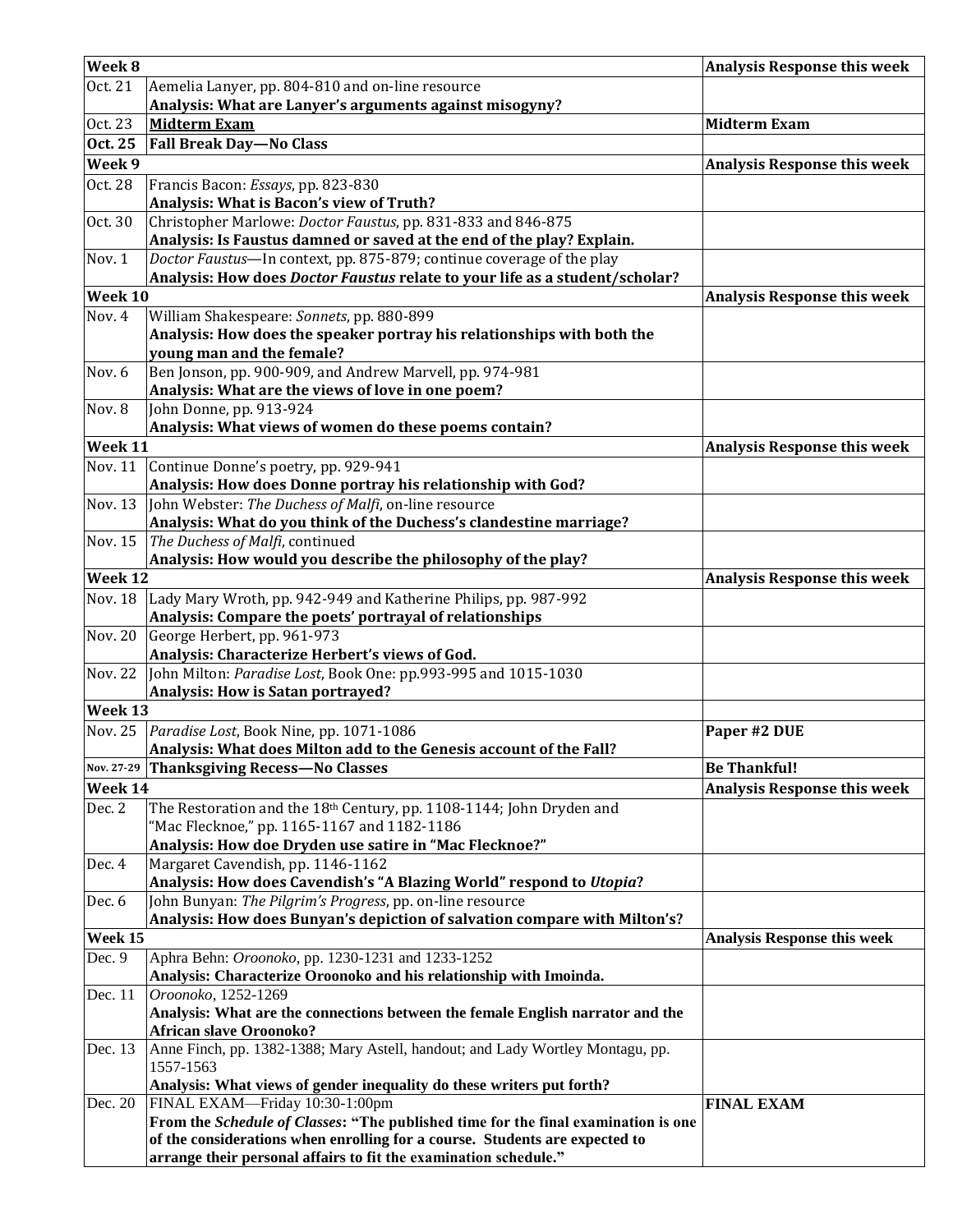| | | |
|---|---|---|
| **Week 8** | | **Analysis Response this week** |
| Oct. 21 | Aemelia Lanyer, pp. 804-810 and on-line resource<br>**Analysis: What are Lanyer's arguments against misogyny?** | |
| Oct. 23 | **Midterm Exam** | **Midterm Exam** |
| **Oct. 25** | **Fall Break Day—No Class** | |
| **Week 9** | | **Analysis Response this week** |
| Oct. 28 | Francis Bacon: *Essays*, pp. 823-830<br>**Analysis: What is Bacon's view of Truth?** | |
| Oct. 30 | Christopher Marlowe: *Doctor Faustus*, pp. 831-833 and 846-875<br>**Analysis: Is Faustus damned or saved at the end of the play? Explain.** | |
| Nov. 1 | *Doctor Faustus*—In context, pp. 875-879; continue coverage of the play<br>**Analysis: How does *Doctor Faustus* relate to your life as a student/scholar?** | |
| **Week 10** | | **Analysis Response this week** |
| Nov. 4 | William Shakespeare: *Sonnets*, pp. 880-899<br>**Analysis: How does the speaker portray his relationships with both the young man and the female?** | |
| Nov. 6 | Ben Jonson, pp. 900-909, and Andrew Marvell, pp. 974-981<br>**Analysis: What are the views of love in one poem?** | |
| Nov. 8 | John Donne, pp. 913-924<br>**Analysis: What views of women do these poems contain?** | |
| **Week 11** | | **Analysis Response this week** |
| Nov. 11 | Continue Donne's poetry, pp. 929-941<br>**Analysis: How does Donne portray his relationship with God?** | |
| Nov. 13 | John Webster: *The Duchess of Malfi*, on-line resource<br>**Analysis: What do you think of the Duchess's clandestine marriage?** | |
| Nov. 15 | *The Duchess of Malfi*, continued<br>**Analysis: How would you describe the philosophy of the play?** | |
| **Week 12** | | **Analysis Response this week** |
| Nov. 18 | Lady Mary Wroth, pp. 942-949 and Katherine Philips, pp. 987-992<br>**Analysis: Compare the poets' portrayal of relationships** | |
| Nov. 20 | George Herbert, pp. 961-973<br>**Analysis: Characterize Herbert's views of God.** | |
| Nov. 22 | John Milton: *Paradise Lost*, Book One: pp.993-995 and 1015-1030<br>**Analysis: How is Satan portrayed?** | |
| **Week 13** | | |
| Nov. 25 | *Paradise Lost*, Book Nine, pp. 1071-1086<br>**Analysis: What does Milton add to the Genesis account of the Fall?** | **Paper #2 DUE** |
| Nov. 27-29 | **Thanksgiving Recess—No Classes** | **Be Thankful!** |
| **Week 14** | | **Analysis Response this week** |
| Dec. 2 | The Restoration and the 18th Century, pp. 1108-1144; John Dryden and "Mac Flecknoe," pp. 1165-1167 and 1182-1186<br>**Analysis: How doe Dryden use satire in "Mac Flecknoe?"** | |
| Dec. 4 | Margaret Cavendish, pp. 1146-1162<br>**Analysis: How does Cavendish's "A Blazing World" respond to *Utopia*?** | |
| Dec. 6 | John Bunyan: *The Pilgrim's Progress*, pp. on-line resource<br>**Analysis: How does Bunyan's depiction of salvation compare with Milton's?** | |
| **Week 15** | | **Analysis Response this week** |
| Dec. 9 | Aphra Behn: *Oroonoko*, pp. 1230-1231 and 1233-1252<br>**Analysis: Characterize Oroonoko and his relationship with Imoinda.** | |
| Dec. 11 | *Oroonoko*, 1252-1269<br>**Analysis: What are the connections between the female English narrator and the African slave Oroonoko?** | |
| Dec. 13 | Anne Finch, pp. 1382-1388; Mary Astell, handout; and Lady Wortley Montagu, pp. 1557-1563<br>**Analysis: What views of gender inequality do these writers put forth?** | |
| Dec. 20 | FINAL EXAM—Friday 10:30-1:00pm<br>**From the *Schedule of Classes*: "The published time for the final examination is one of the considerations when enrolling for a course. Students are expected to arrange their personal affairs to fit the examination schedule."** | **FINAL EXAM** |